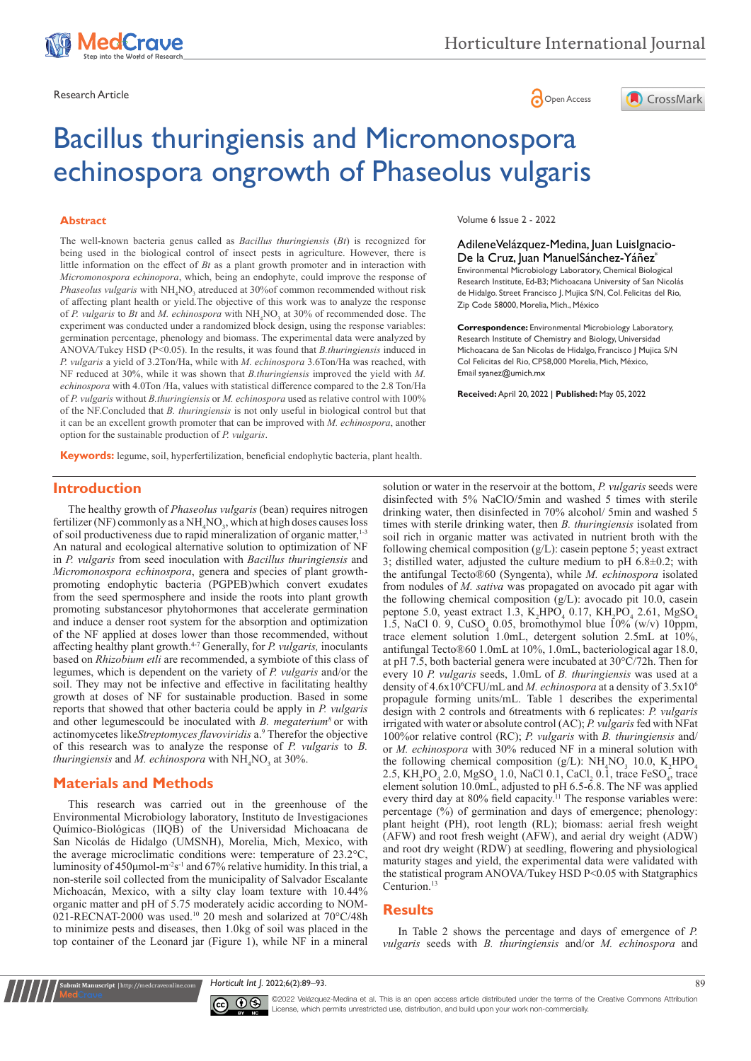Research Article

# Bacillus thuringiensis and Micromonospora echinospora ongrowth of Phaseolus vulgaris

## Abstract

The well-known bacteria genus called as *Bacillus thuringiensis* (*Bt*) is recognized for being used in the biological control of insect pests in agriculture. However, there is little information on the effect of *Bt* as a plant growth promoter and in interaction with *Micromonospora echinospora*, which, being an endophyte, could improve the response of *Phaseolus vulgaris* with $NH_4NO_3$ atreduced at 30%of common recommended without risk of affecting plant health or yield.The objective of this work was to analyze the response of *P. vulgaris* to *Bt* and *M. echinospora* with $NH_4NO_3$ at 30% of recommended dose. The experiment was conducted under a randomized block design, using the response variables: germination percentage, phenology and biomass. The experimental data were analyzed by ANOVA/Tukey HSD (P<0.05). In the results, it was found that *B.thuringiensis* induced in *P. vulgaris* a yield of 3.2Ton/Ha, while with *M. echinospora* 3.6Ton/Ha was reached, with NF reduced at 30%, while it was shown that *B.thuringiensis* improved the yield with *M. echinospora* with 4.0Ton /Ha, values with statistical difference compared to the 2.8 Ton/Ha of *P. vulgaris* without *B.thuringiensis* or *M. echinospora* used as relative control with 100% of the NF.Concluded that *B. thuringiensis* is not only useful in biological control but that it can be an excellent growth promoter that can be improved with *M. echinospora*, another option for the sustainable production of *P. vulgaris*.

**Keywords:** legume, soil, hyperfertilization, beneficial endophytic bacteria, plant health.

Volume 6 Issue 2 - 2022

AdileneVelázquez-Medina, Juan LuisIgnacio-De la Cruz, Juan ManuelSánchez-Yáñez*

Environmental Microbiology Laboratory, Chemical Biological Research Institute, Ed-B3; Michoacana University of San Nicolás de Hidalgo. Street Francisco J. Mujica S/N, Col. Felicitas del Rio, Zip Code 58000, Morelia, Mich., México

**Correspondence:** Environmental Microbiology Laboratory, Research Institute of Chemistry and Biology, Universidad Michoacana de San Nicolas de Hidalgo, Francisco J Mujica S/N Col Felicitas del Rio, CP58,000 Morelia, Mich, México, Email syanez@umich.mx

**Received:** April 20, 2022 | **Published:** May 05, 2022

## Introduction

The healthy growth of *Phaseolus vulgaris* (bean) requires nitrogen fertilizer (NF) commonly as a $NH_4NO_3$, which at high doses causes loss of soil productiveness due to rapid mineralization of organic matter,[1-3] An natural and ecological alternative solution to optimization of NF in *P. vulgaris* from seed inoculation with *Bacillus thuringiensis* and *Micromonospora echinospora*, genera and species of plant growth-promoting endophytic bacteria (PGPEB)which convert exudates from the seed spermosphere and inside the roots into plant growth promoting substancesor phytohormones that accelerate germination and induce a denser root system for the absorption and optimization of the NF applied at doses lower than those recommended, without affecting healthy plant growth.[4-7] Generally, for *P. vulgaris,* inoculants based on *Rhizobium etli* are recommended, a symbiote of this class of legumes, which is dependent on the variety of *P. vulgaris* and/or the soil. They may not be infective and effective in facilitating healthy growth at doses of NF for sustainable production. Based in some reports that showed that other bacteria could be apply in *P. vulgaris* and other legumescould be inoculated with *B. megaterium*[8] or with actinomycetes like*Streptomyces flavoviridis* a.[9] Therefor the objective of this research was to analyze the response of *P. vulgaris* to *B. thuringiensis* and *M. echinospora* with $NH_4NO_3$ at 30%.

## Materials and Methods

This research was carried out in the greenhouse of the Environmental Microbiology laboratory, Instituto de Investigaciones Químico-Biológicas (IIQB) of the Universidad Michoacana de San Nicolás de Hidalgo (UMSNH), Morelia, Mich, Mexico, with the average microclimatic conditions were: temperature of 23.2°C, luminosity of 450μmol-$m^{-2}s^{-1}$ and 67% relative humidity. In this trial, a non-sterile soil collected from the municipality of Salvador Escalante Michoacán, Mexico, with a silty clay loam texture with 10.44% organic matter and pH of 5.75 moderately acidic according to NOM-021-RECNAT-2000 was used.[10] 20 mesh and solarized at 70°C/48h to minimize pests and diseases, then 1.0kg of soil was placed in the top container of the Leonard jar (Figure 1), while NF in a mineral solution or water in the reservoir at the bottom, *P. vulgaris* seeds were disinfected with 5% NaClO/5min and washed 5 times with sterile drinking water, then disinfected in 70% alcohol/ 5min and washed 5 times with sterile drinking water, then *B. thuringiensis* isolated from soil rich in organic matter was activated in nutrient broth with the following chemical composition (g/L): casein peptone 5; yeast extract 3; distilled water, adjusted the culture medium to pH 6.8±0.2; with the antifungal Tecto®60 (Syngenta), while *M. echinospora* isolated from nodules of *M. sativa* was propagated on avocado pit agar with the following chemical composition (g/L): avocado pit 10.0, casein peptone 5.0, yeast extract 1.3, $K_2HPO_4$ 0.17, $KH_2PO_4$ 2.61, $MgSO_4$ 1.5, NaCl 0. 9, $CuSO_4$ 0.05, bromothymol blue 10% (w/v) 10ppm, trace element solution 1.0mL, detergent solution 2.5mL at 10%, antifungal Tecto®60 1.0mL at 10%, 1.0mL, bacteriological agar 18.0, at pH 7.5, both bacterial genera were incubated at 30°C/72h. Then for every 10 *P. vulgaris* seeds, 1.0mL of *B. thuringiensis* was used at a density of $4.6x10^6$CFU/mL and *M. echinospora* at a density of $3.5x10^6$ propagule forming units/mL. Table 1 describes the experimental design with 2 controls and 6treatments with 6 replicates: *P. vulgaris* irrigated with water or absolute control (AC); *P. vulgaris* fed with NFat 100%or relative control (RC); *P. vulgaris* with *B. thuringiensis* and/or *M. echinospora* with 30% reduced NF in a mineral solution with the following chemical composition (g/L): $NH_4NO_3$ 10.0, $K_2HPO_4$ 2.5, $KH_2PO_4$ 2.0, $MgSO_4$ 1.0, NaCl 0.1, $CaCl_2$ 0.1, trace $FeSO_4$, trace element solution 10.0mL, adjusted to pH 6.5-6.8. The NF was applied every third day at 80% field capacity.[11] The response variables were: percentage (%) of germination and days of emergence; phenology: plant height (PH), root length (RL); biomass: aerial fresh weight (AFW) and root fresh weight (RFW), and aerial dry weight (ADW) and root dry weight (RDW) at seedling, flowering and physiological maturity stages and yield, the experimental data were validated with the statistical program ANOVA/Tukey HSD P<0.05 with Statgraphics Centurion.[13]

## Results

In Table 2 shows the percentage and days of emergence of *P. vulgaris* seeds with *B. thuringiensis* and/or *M. echinospora* and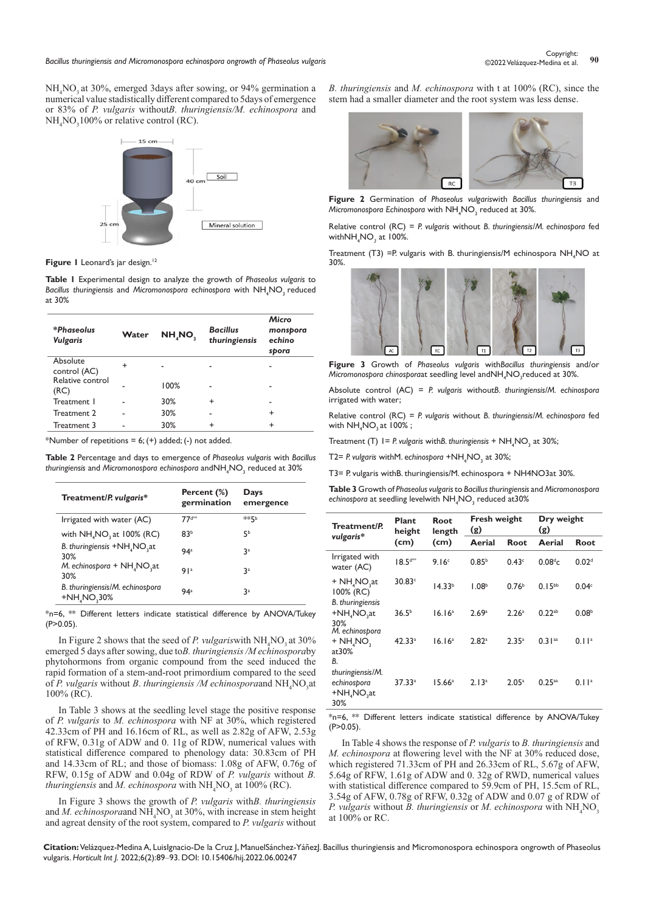$NH_4NO_3$ at 30%, emerged 3days after sowing, or 94% germination a numerical value stadistically different compared to 5days of emergence or 83% of *P. vulgaris* without*B. thuringiensis/M. echinospora* and $NH_4NO_3$ 100% or relative control (RC).

**Figure 1** Leonard's jar design.[12]

**Table 1** Experimental design to analyze the growth of *Phaseolus vulgaris* to *Bacillus thuringiensis* and *Micromonospora echinospora* with $NH_4NO_3$ reduced at 30%

| **Phaseolus Vulgaris* | Water | $NH_4NO_3$ | *Bacillus thuringiensis* | *Micro monspora echino spora* |
|---|---|---|---|---|
| Absolute control (AC) | + | - | - | - |
| Relative control (RC) | - | 100% | - | - |
| Treatment 1 | - | 30% | + | - |
| Treatment 2 | - | 30% | - | + |
| Treatment 3 | - | 30% | + | + |

*Number of repetitions = 6; (+) added; (-) not added.

**Table 2** Percentage and days to emergence of *Phaseolus vulgaris* with *Bacillus thuringiensis* and *Micromonospora echinospora* and$NH_4NO_3$ reduced at 30%

| Treatment/*P. vulgaris** | Percent (%) germination | Days emergence |
|---|---|---|
| Irrigated with water (AC) | 77[d**] | **5[b] |
| with $NH_4NO_3$ at 100% (RC) | 83[b] | 5[b] |
| *B. thuringiensis* +$NH_4NO_3$at 30% | 94[a] | 3[a] |
| *M. echinospora* + $NH_4NO_3$at 30% | 91[a] | 3[a] |
| *B. thuringiensis/M. echinospora* +$NH_4NO_3$30% | 94[a] | 3[a] |

*n=6, ** Different letters indicate statistical difference by ANOVA/Tukey (P>0.05).

In Figure 2 shows that the seed of *P. vulgaris*with $NH_4NO_3$ at 30% emerged 5 days after sowing, due to*B. thuringiensis /M echinospora*by phytohormons from organic compound from the seed induced the rapid formation of a stem-and-root primordium compared to the seed of *P. vulgaris* without *B. thuringiensis /M echinospora*and $NH_4NO_3$at 100% (RC).

In Table 3 shows at the seedling level stage the positive response of *P. vulgaris* to *M. echinospora* with NF at 30%, which registered 42.33cm of PH and 16.16cm of RL, as well as 2.82g of AFW, 2.53g of RFW, 0.31g of ADW and 0. 11g of RDW, numerical values with statistical difference compared to phenology data: 30.83cm of PH and 14.33cm of RL; and those of biomass: 1.08g of AFW, 0.76g of RFW, 0.15g of ADW and 0.04g of RDW of *P. vulgaris* without *B. thuringiensis* and *M. echinospora* with $NH_4NO_3$ at 100% (RC).

In Figure 3 shows the growth of *P. vulgaris* with*B. thuringiensis* and *M. echinospora*and $NH_4NO_3$ at 30%, with increase in stem height and agreat density of the root system, compared to *P. vulgaris* without *B. thuringiensis* and *M. echinospora* with t at 100% (RC), since the stem had a smaller diameter and the root system was less dense.

**Figure 2** Germination of *Phaseolus vulgaris*with *Bacillus thuringiensis* and *Micromonospora Echinospora* with $NH_4NO_3$ reduced at 30%.

Relative control (RC) = *P. vulgaris* without *B. thuringiensis/M. echinospora* fed with$NH_4NO_3$ at 100%.

Treatment (T3) =P. vulgaris with B. thuringiensis/M echinospora $NH_4NO$ at 30%.

**Figure 3** Growth of *Phaseolus vulgaris* with*Bacillus thuringiensis* and/or *Micromonospora chinospora*at seedling level and$NH_4NO_3$reduced at 30%.

Absolute control (AC) = *P. vulgaris* without*B. thuringiensis/M. echinospora* irrigated with water;

Relative control (RC) = *P. vulgaris* without *B. thuringiensis/M. echinospora* fed with $NH_4NO_3$ at 100% ;

Treatment (T) 1= *P. vulgaris* with*B. thuringiensis* + $NH_4NO_3$ at 30%;

T2= *P. vulgaris* withM. e*chinospora* +$NH_4NO_3$ at 30%;

T3= P. vulgaris withB. thuringiensis/M. echinospora + NH4NO3at 30%.

**Table 3** Growth of *Phaseolus vulgaris* to *Bacillus thuringiensis* and *Micromonospora echinospora* at seedling levelwith $NH_4NO_3$ reduced at30%

| Treatment/*P. vulgaris** | Plant height (cm) | Root length (cm) | Fresh weight (g) | | Dry weight (g) | |
|---|---|---|---|---|---|---|
| | | | Aerial | Root | Aerial | Root |
| Irrigated with water (AC) | 18.5[d**] | 9.16[c] | 0.85[b] | 0.43[c] | 0.08[d]c | 0.02[d] |
| + $NH_4NO_3$at 100% (RC) | 30.83[c] | 14.33[b] | 1.08[b] | 0.76[b] | 0.15[bb] | 0.04[c] |
| *B. thuringiensis* +$NH_4NO_3$at 30% | 36.5[b] | 16.16[a] | 2.69[a] | 2.26[a] | 0.22[ab] | 0.08[b] |
| *M. echinospora* + $NH_4NO_3$ at30% | 42.33[a] | 16.16[a] | 2.82[a] | 2.35[a] | 0.31[aa] | 0.11[a] |
| *B. thuringiensis/M. echinospora* +$NH_4NO_3$at 30% | 37.33[a] | 15.66[a] | 2.13[a] | 2.05[a] | 0.25[aa] | 0.11[a] |

*n=6, ** Different letters indicate statistical difference by ANOVA/Tukey (P>0.05).

In Table 4 shows the response of *P. vulgaris* to *B. thuringiensis* and *M. echinospora* at flowering level with the NF at 30% reduced dose, which registered 71.33cm of PH and 26.33cm of RL, 5.67g of AFW, 5.64g of RFW, 1.61g of ADW and 0. 32g of RWD, numerical values with statistical difference compared to 59.9cm of PH, 15.5cm of RL, 3.54g of AFW, 0.78g of RFW, 0.32g of ADW and 0.07 g of RDW of *P. vulgaris* without *B. thuringiensis* or *M. echinospora* with $NH_4NO_3$ at 100% or RC.

**Citation:** Velázquez-Medina A, LuisIgnacio-De la Cruz J, ManuelSánchez-YáñezJ. Bacillus thuringiensis and Micromonospora echinospora ongrowth of Phaseolus vulgaris. *Horticult Int J.* 2022;6(2):89‒93. DOI: 10.15406/hij.2022.06.00247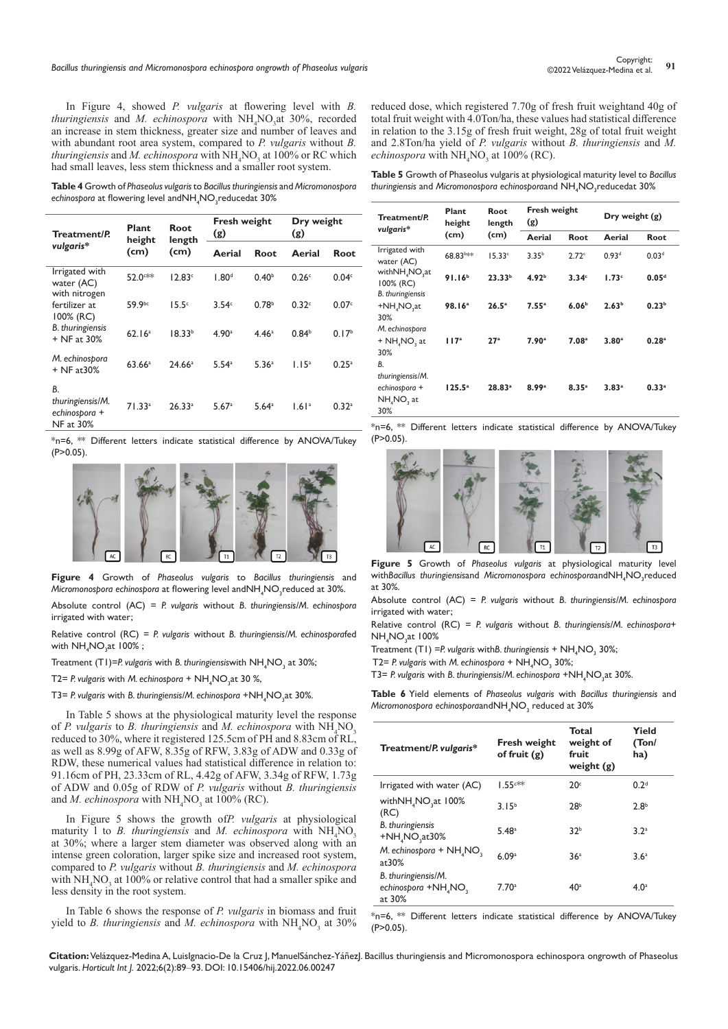In Figure 4, showed *P. vulgaris* at flowering level with *B. thuringiensis* and *M. echinospora* with $NH_4NO_3$at 30%, recorded an increase in stem thickness, greater size and number of leaves and with abundant root area system, compared to *P. vulgaris* without *B. thuringiensis* and *M. echinospora* with $NH_4NO_3$ at 100% or RC which had small leaves, less stem thickness and a smaller root system.

**Table 4** Growth of *Phaseolus vulgaris* to *Bacillus thuringiensis* and *Micromonospora echinospora* at flowering level and$NH_4NO_3$reducedat 30%

| Treatment/*P. vulgaris** | Plant height (cm) | Root length (cm) | Fresh weight (g) | | Dry weight (g) | |
|---|---|---|---|---|---|---|
| | | | Aerial | Root | Aerial | Root |
| Irrigated with water (AC) | 52.0[c**] | 12.83[c] | 1.80[d] | 0.40[b] | 0.26[c] | 0.04[c] |
| with nitrogen fertilizer at 100% (RC) | 59.9[bc] | 15.5[c] | 3.54[c] | 0.78[b] | 0.32[c] | 0.07[c] |
| *B. thuringiensis* + NF at 30% | 62.16[a] | 18.33[b] | 4.90[a] | 4.46[a] | 0.84[b] | 0.17[b] |
| *M. echinospora* + NF at30% | 63.66[a] | 24.66[a] | 5.54[a] | 5.36[a] | 1.15[a] | 0.25[a] |
| *B. thuringiensis/M. echinospora* + NF at 30% | 71.33[a] | 26.33[a] | 5.67[a] | 5.64[a] | 1.61[a] | 0.32[a] |

*n=6, ** Different letters indicate statistical difference by ANOVA/Tukey (P>0.05).

**Figure 4** Growth of *Phaseolus vulgaris* to *Bacillus thuringiensis* and *Micromonospora echinospora* at flowering level and$NH_4NO_3$reduced at 30%.

Absolute control (AC) = *P. vulgaris* without *B. thuringiensis/M. echinospora* irrigated with water;

Relative control (RC) = *P. vulgaris* without *B. thuringiensis/M. echinospora*fed with $NH_4NO_3$at 100% ;

Treatment (T1)=*P. vulgaris* with *B. thuringiensis*with $NH_4NO_3$ at 30%;

T2= *P. vulgaris* with *M. echinospora* + $NH_4NO_3$at 30 %,

T3= *P. vulgaris* with *B. thuringiensis/M. echinospora* +$NH_4NO_3$at 30%.

In Table 5 shows at the physiological maturity level the response of *P. vulgaris* to *B. thuringiensis* and *M. echinospora* with $NH_4NO_3$ reduced to 30%, where it registered 125.5cm of PH and 8.83cm of RL, as well as 8.99g of AFW, 8.35g of RFW, 3.83g of ADW and 0.33g of RDW, these numerical values had statistical difference in relation to: 91.16cm of PH, 23.33cm of RL, 4.42g of AFW, 3.34g of RFW, 1.73g of ADW and 0.05g of RDW of *P. vulgaris* without *B. thuringiensis* and *M. echinospora* with $NH_4NO_3$ at 100% (RC).

In Figure 5 shows the growth of*P. vulgaris* at physiological maturity l to *B. thuringiensis* and *M. echinospora* with $NH_4NO_3$ at 30%; where a larger stem diameter was observed along with an intense green coloration, larger spike size and increased root system, compared to *P. vulgaris* without *B. thuringiensis* and *M. echinospora* with $NH_4NO_3$ at 100% or relative control that had a smaller spike and less density in the root system.

In Table 6 shows the response of *P. vulgaris* in biomass and fruit yield to *B. thuringiensis* and *M. echinospora* with $NH_4NO_3$ at 30% reduced dose, which registered 7.70g of fresh fruit weightand 40g of total fruit weight with 4.0Ton/ha, these values had statistical difference in relation to the 3.15g of fresh fruit weight, 28g of total fruit weight and 2.8Ton/ha yield of *P. vulgaris* without *B. thuringiensis* and *M. echinospora* with $NH_4NO_3$ at 100% (RC).

**Table 5** Growth of Phaseolus vulgaris at physiological maturity level to *Bacillus thuringiensis* and *Micromonospora echinospora*and $NH_4NO_3$reducedat 30%

| Treatment/*P. vulgaris** | Plant height (cm) | Root length (cm) | Fresh weight (g) | | Dry weight (g) | |
|---|---|---|---|---|---|---|
| | | | Aerial | Root | Aerial | Root |
| Irrigated with water (AC) | 68.83[b**] | 15.33[c] | 3.35[b] | 2.72[c] | 0.93[d] | 0.03[d] |
| with$NH_4NO_3$at 100% (RC) | **91.16[b]** | **23.33[b]** | **4.92[b]** | **3.34[c]** | **1.73[c]** | **0.05[d]** |
| *B. thuringiensis* +$NH_4NO_3$at 30% | **98.16[a]** | **26.5[a]** | **7.55[a]** | **6.06[b]** | **2.63[b]** | **0.23[b]** |
| *M. echinospora* + $NH_4NO_3$ at 30% | **117[a]** | **27[a]** | **7.90[a]** | **7.08[a]** | **3.80[a]** | **0.28[a]** |
| *B. thuringiensis/M. echinospora* + $NH_4NO_3$ at 30% | **125.5[a]** | **28.83[a]** | **8.99[a]** | **8.35[a]** | **3.83[a]** | **0.33[a]** |

*n=6, ** Different letters indicate statistical difference by ANOVA/Tukey (P>0.05).

**Figure 5** Growth of *Phaseolus vulgaris* at physiological maturity level with*Bacillus thuringiensis*and *Micromonospora echinospora*and$NH_4NO_3$reduced at 30%.

Absolute control (AC) = *P. vulgaris* without *B. thuringiensis/M. echinospora* irrigated with water;

Relative control (RC) = *P. vulgaris* without *B. thuringiensis/M. echinospora*+ $NH_4NO_3$at 100%

Treatment (T1) =*P. vulgaris* with*B. thuringiensis* + $NH_4NO_3$ 30%;

T2= *P. vulgaris* with *M. echinospora* + $NH_4NO_3$ 30%;

T3= *P. vulgaris* with *B. thuringiensis/M. echinospora* +$NH_4NO_3$at 30%.

**Table 6** Yield elements of *Phaseolus vulgaris* with *Bacillus thuringiensis* and *Micromonospora echinospora*and$NH_4NO_3$ reduced at 30%

| Treatment/*P. vulgaris** | Fresh weight of fruit (g) | Total weight of fruit weight (g) | Yield (Ton/ha) |
|---|---|---|---|
| Irrigated with water (AC) | 1.55[c**] | 20[c] | 0.2[d] |
| with$NH_4NO_3$at 100% (RC) | 3.15[b] | 28[b] | 2.8[b] |
| *B. thuringiensis* +$NH_4NO_3$at30% | 5.48[a] | 32[b] | 3.2[a] |
| *M. echinospora* + $NH_4NO_3$ at30% | 6.09[a] | 36[a] | 3.6[a] |
| *B. thuringiensis/M. echinospora* +$NH_4NO_3$ at 30% | 7.70[a] | 40[a] | 4.0[a] |

*n=6, ** Different letters indicate statistical difference by ANOVA/Tukey (P>0.05).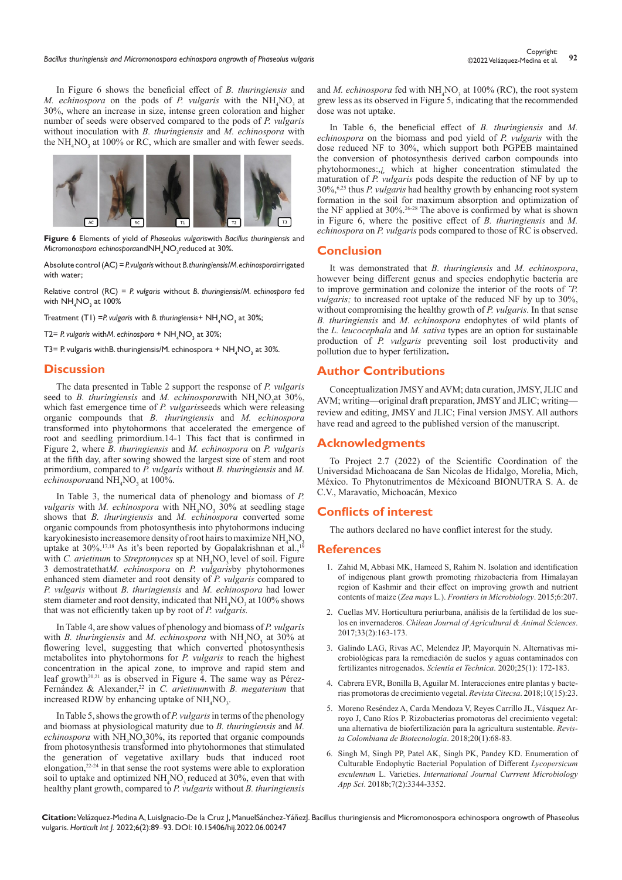In Figure 6 shows the beneficial effect of *B. thuringiensis* and *M. echinospora* on the pods of *P. vulgaris* with the $NH_4NO_3$ at 30%, where an increase in size, intense green coloration and higher number of seeds were observed compared to the pods of *P. vulgaris* without inoculation with *B. thuringiensis* and *M. echinospora* with the $NH_4NO_3$ at 100% or RC, which are smaller and with fewer seeds.

**Figure 6** Elements of yield of *Phaseolus vulgaris*with *Bacillus thuringiensis* and *Micromonospora echinospora*and$NH_4NO_3$reduced at 30%.

Absolute control (AC) = *P.vulgaris* without *B.thuringiensis/M.echinospora*irrigated with water;

Relative control (RC) = *P. vulgaris* without *B. thuringiensis/M. echinospora* fed with $NH_4NO_3$ at 100%

Treatment (T1) =*P. vulgaris* with *B. thuringiensis*+ $NH_4NO_3$ at 30%;

T2= *P. vulgaris* with*M. echinospora* + $NH_4NO_3$ at 30%;

T3= P. vulgaris withB. thuringiensis/M. echinospora + $NH_4NO_3$ at 30%.

## Discussion

The data presented in Table 2 support the response of *P. vulgaris* seed to *B. thuringiensis* and *M. echinospora*with $NH_4NO_3$at 30%, which fast emergence time of *P. vulgaris*seeds which were releasing organic compounds that *B. thuringiensis* and *M. echinospora* transformed into phytohormons that accelerated the emergence of root and seedling primordium.14-1 This fact that is confirmed in Figure 2, where *B. thurigiensis* and *M. echinospora* on *P. vulgaris* at the fifth day, after sowing showed the largest size of stem and root primordium, compared to *P. vulgaris* without *B. thuringiensis* and *M. echinospora*and $NH_4NO_3$ at 100%.

In Table 3, the numerical data of phenology and biomass of *P. vulgaris* with *M. echinospora* with $NH_4NO_3$ 30% at seedling stage shows that *B. thuringiensis* and *M. echinospora* converted some organic compounds from photosynthesis into phytohormones inducing karyokinesisto increasemore density of root hairs to maximize $NH_4NO_3$ uptake at 30%.[17,18] As it's been reported by Gopalakrishnan et al.,[19] with *C. arietinum* to *Streptomyces* sp at $NH_4NO_3$ level of soil. Figure 3 demostratethat*M. echinospora* on *P. vulgaris*by phytohormones enhanced stem diameter and root density of *P. vulgaris* compared to *P. vulgaris* without *B. thuringiensis* and *M. echinospora* had lower stem diameter and root density, indicated that $NH_4NO_3$ at 100% shows that was not efficiently taken up by root of *P. vulgaris.*

In Table 4, are show values of phenology and biomass of *P. vulgaris* with *B. thuringiensis* and *M. echinospora* with $NH_4NO_3$ at 30% at flowering level, suggesting that which converted photosynthesis metabolites into phytohormons for *P. vulgaris* to reach the highest concentration in the apical zone, to improve and rapid stem and leaf growth[20,21] as is observed in Figure 4. The same way as Pérez-Fernández & Alexander,[22] in *C. arietinum*with *B. megaterium* that increased RDW by enhancing uptake of $NH_4NO_3$.

In Table 5, shows the growth of *P. vulgaris* in terms of the phenology and biomass at physiological maturity due to *B. thuringiensis* and *M. echinospora* with $NH_4NO_3$30%, its reported that organic compounds from photosynthesis transformed into phytohormones that stimulated the generation of vegetative axillary buds that induced root elongation,[22-24] in that sense the root systems were able to exploration soil to uptake and optimized $NH_4NO_3$ reduced at 30%, even that with healthy plant growth, compared to *P. vulgaris* without *B. thuringiensis* and *M. echinospora* fed with $NH_4NO_3$ at 100% (RC), the root system grew less as its observed in Figure 5, indicating that the recommended dose was not uptake.

In Table 6, the beneficial effect of *B. thuringiensis* and *M. echinospora* on the biomass and pod yield of *P. vulgaris* with the dose reduced NF to 30%, which support both PGPEB maintained the conversion of photosynthesis derived carbon compounds into phytohormones:,¿ which at higher concentration stimulated the maturation of *P. vulgaris* pods despite the reduction of NF by up to 30%,[6,25] thus *P. vulgaris* had healthy growth by enhancing root system formation in the soil for maximum absorption and optimization of the NF applied at 30%.[26-28] The above is confirmed by what is shown in Figure 6, where the positive effect of *B. thuringiensis* and *M. echinospora* on *P. vulgaris* pods compared to those of RC is observed.

## Conclusion

It was demonstrated that *B. thuringiensis* and *M. echinospora*, however being different genus and species endophytic bacteria are to improve germination and colonize the interior of the roots of *¨P. vulgaris;* to increased root uptake of the reduced NF by up to 30%, without compromising the healthy growth of *P. vulgaris*. In that sense *B. thuringiensis* and *M. echinospora* endophytes of wild plants of the *L. leucocephala* and *M. sativa* types are an option for sustainable production of *P. vulgaris* preventing soil lost productivity and pollution due to hyper fertilization**.**

## Author Contributions

Conceptualization JMSY and AVM; data curation, JMSY, JLIC and AVM; writing—original draft preparation, JMSY and JLIC; writing—review and editing, JMSY and JLIC; Final version JMSY. All authors have read and agreed to the published version of the manuscript.

## Acknowledgments

To Project 2.7 (2022) of the Scientific Coordination of the Universidad Michoacana de San Nicolas de Hidalgo, Morelia, Mich, México. To Phytonutrimentos de Méxicoand BIONUTRA S. A. de C.V., Maravatío, Michoacán, Mexico

## Conflicts of interest

The authors declared no have conflict interest for the study.

## References

1. Zahid M, Abbasi MK, Hameed S, Rahim N. Isolation and identification of indigenous plant growth promoting rhizobacteria from Himalayan region of Kashmir and their effect on improving growth and nutrient contents of maize (*Zea mays* L.). *Frontiers in Microbiology*. 2015;6:207.
2. Cuellas MV. Horticultura periurbana, análisis de la fertilidad de los suelos en invernaderos. *Chilean Journal of Agricultural & Animal Sciences*. 2017;33(2):163-173.
3. Galindo LAG, Rivas AC, Melendez JP, Mayorquín N. Alternativas microbiológicas para la remediación de suelos y aguas contaminados con fertilizantes nitrogenados. *Scientia et Technica*. 2020;25(1): 172-183.
4. Cabrera EVR, Bonilla B, Aguilar M. Interacciones entre plantas y bacterias promotoras de crecimiento vegetal. *Revista Citecsa*. 2018;10(15):23.
5. Moreno Reséndez A, Carda Mendoza V, Reyes Carrillo JL, Vásquez Arroyo J, Cano Ríos P. Rizobacterias promotoras del crecimiento vegetal: una alternativa de biofertilización para la agricultura sustentable. *Revista Colombiana de Biotecnología*. 2018;20(1):68-83.
6. Singh M, Singh PP, Patel AK, Singh PK, Pandey KD. Enumeration of Culturable Endophytic Bacterial Population of Different *Lycopersicum esculentum* L. Varieties. *International Journal Currrent Microbiology App Sci*. 2018b;7(2):3344-3352.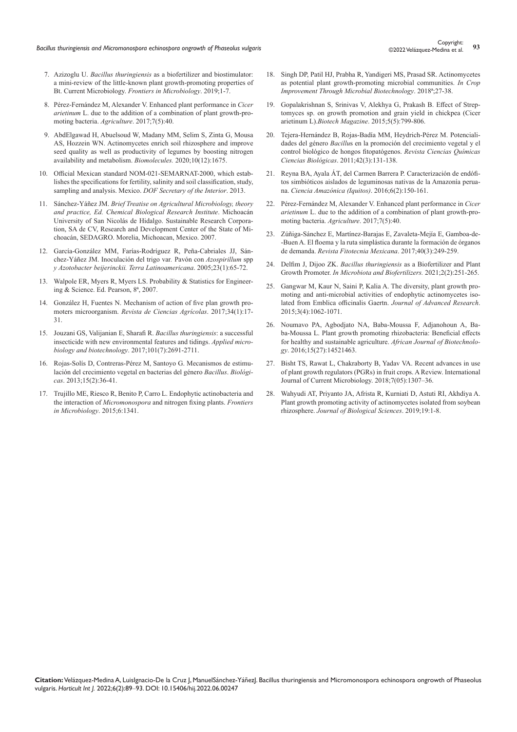7. Azizoglu U. *Bacillus thuringiensis* as a biofertilizer and biostimulator: a mini-review of the little-known plant growth-promoting properties of Bt. Current Microbiology. *Frontiers in Microbiology*. 2019;1-7.
8. Pérez-Fernández M, Alexander V. Enhanced plant performance in *Cicer arietinum* L. due to the addition of a combination of plant growth-promoting bacteria. *Agriculture*. 2017;7(5):40.
9. AbdElgawad H, Abuelsoud W, Madany MM, Selim S, Zinta G, Mousa AS, Hozzein WN. Actinomycetes enrich soil rhizosphere and improve seed quality as well as productivity of legumes by boosting nitrogen availability and metabolism. *Biomolecules.* 2020;10(12):1675.
10. Official Mexican standard NOM-021-SEMARNAT-2000, which establishes the specifications for fertility, salinity and soil classification, study, sampling and analysis. Mexico. *DOF Secretary of the Interior*. 2013.
11. Sánchez-Yáñez JM. *Brief Treatise on Agricultural Microbiology, theory and practice, Ed. Chemical Biological Research Institute*. Michoacán University of San Nicolás de Hidalgo. Sustainable Research Corporation, SA de CV, Research and Development Center of the State of Michoacán, SEDAGRO. Morelia, Michoacan, Mexico. 2007.
12. García-González MM, Farías-Rodríguez R, Peña-Cabriales JJ, Sánchez-Yáñez JM. Inoculación del trigo var. Pavón con *Azospirillum* spp *y Azotobacter beijerinckii. Terra Latinoamericana*. 2005;23(1):65-72.
13. Walpole ER, Myers R, Myers LS. Probability & Statistics for Engineering & Science. Ed. Pearson, 8ª, 2007.
14. González H, Fuentes N. Mechanism of action of five plan growth promoters microorganism. *Revista de Ciencias Agrícolas*. 2017;34(1):17-31.
15. Jouzani GS, Valijanian E, Sharafi R. *Bacillus thuringiensis*: a successful insecticide with new environmental features and tidings. *Applied microbiology and biotechnology*. 2017;101(7):2691-2711.
16. Rojas-Solís D, Contreras-Pérez M, Santoyo G. Mecanismos de estimulación del crecimiento vegetal en bacterias del género *Bacillus*. *Biológicas*. 2013;15(2):36-41.
17. Trujillo ME, Riesco R, Benito P, Carro L. Endophytic actinobacteria and the interaction of *Micromonospora* and nitrogen fixing plants. *Frontiers in Microbiology*. 2015;6:1341.
18. Singh DP, Patil HJ, Prabha R, Yandigeri MS, Prasad SR. Actinomycetes as potential plant growth-promoting microbial communities. *In Crop Improvement Through Microbial Biotechnology*. 2018ª;27-38.
19. Gopalakrishnan S, Srinivas V, Alekhya G, Prakash B. Effect of Streptomyces sp. on growth promotion and grain yield in chickpea (Cicer arietinum L).*Biotech Magazine*. 2015;5(5):799-806.
20. Tejera-Hernández B, Rojas-Badía MM, Heydrich-Pérez M. Potencialidades del género *Bacillu*s en la promoción del crecimiento vegetal y el control biológico de hongos fitopatógenos. *Revista Ciencias Químicas Ciencias Biológicas*. 2011;42(3):131-138.
21. Reyna BA, Ayala ÁT, del Carmen Barrera P. Caracterización de endófitos simbióticos aislados de leguminosas nativas de la Amazonía peruana. *Ciencia Amazónica (Iquitos)*. 2016;6(2):150-161.
22. Pérez-Fernández M, Alexander V. Enhanced plant performance in *Cicer arietinum* L. due to the addition of a combination of plant growth-promoting bacteria. *Agriculture*. 2017;7(5):40.
23. Zúñiga-Sánchez E, Martínez-Barajas E, Zavaleta-Mejía E, Gamboa-de--Buen A. El floema y la ruta simplástica durante la formación de órganos de demanda. *Revista Fitotecnia Mexicana*. 2017;40(3):249-259.
24. Delfim J, Dijoo ZK. *Bacillus thuringiensis* as a Biofertilizer and Plant Growth Promoter. *In Microbiota and Biofertilizers.* 2021;2(2):251-265.
25. Gangwar M, Kaur N, Saini P, Kalia A. The diversity, plant growth promoting and anti-microbial activities of endophytic actinomycetes isolated from Emblica officinalis Gaertn. *Journal of Advanced Research*. 2015;3(4):1062-1071.
26. Noumavo PA, Agbodjato NA, Baba-Moussa F, Adjanohoun A, Baba-Moussa L. Plant growth promoting rhizobacteria: Beneficial effects for healthy and sustainable agriculture. *African Journal of Biotechnology*. 2016;15(27):14521463.
27. Bisht TS, Rawat L, Chakraborty B, Yadav VA. Recent advances in use of plant growth regulators (PGRs) in fruit crops. A Review. International Journal of Current Microbiology. 2018;7(05):1307–36.
28. Wahyudi AT, Priyanto JA, Afrista R, Kurniati D, Astuti RI, Akhdiya A. Plant growth promoting activity of actinomycetes isolated from soybean rhizosphere. *Journal of Biological Sciences*. 2019;19:1-8.